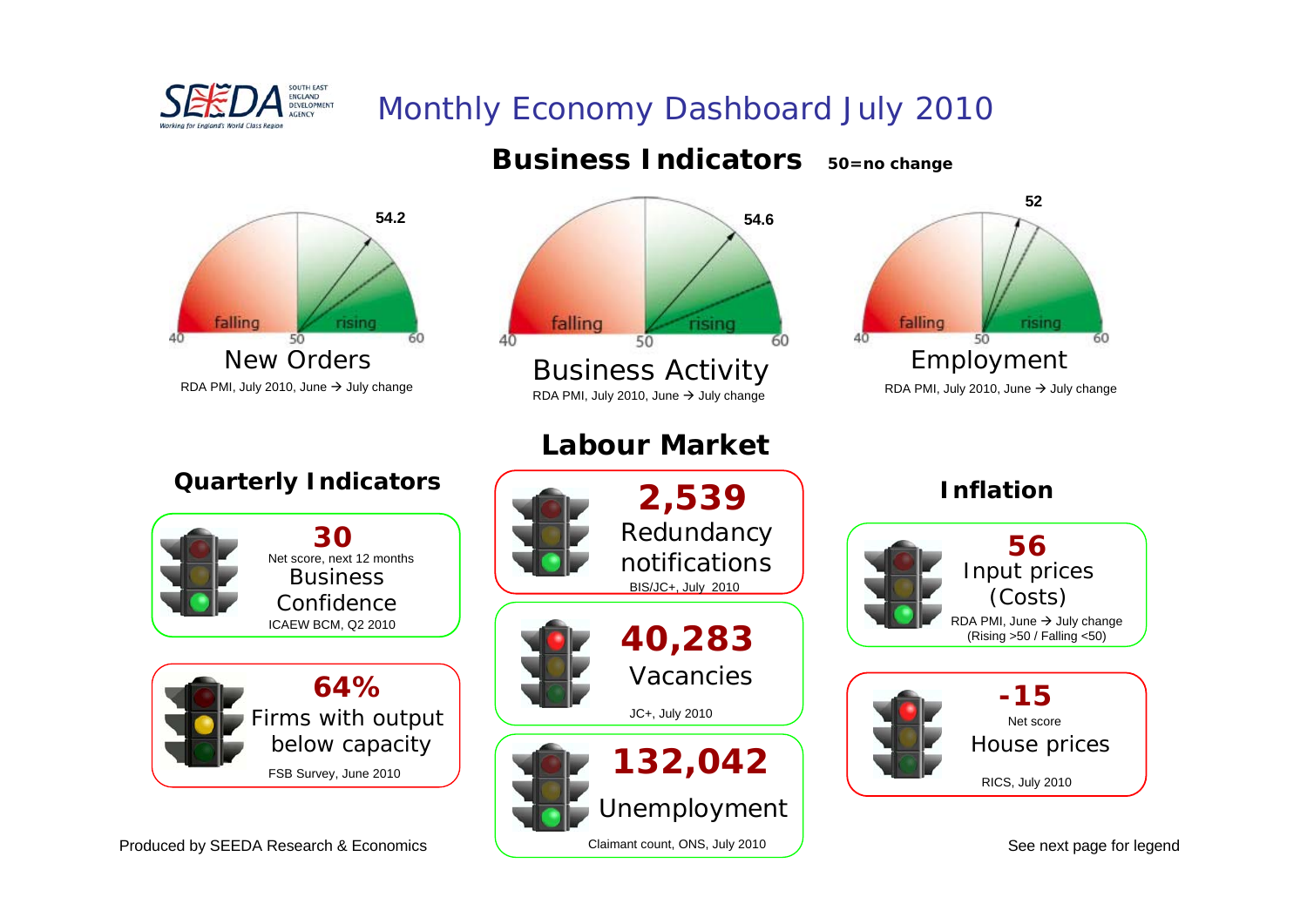SEEDA South East England Development Agency — Working for England's World Class Region

# Monthly Economy Dashboard July 2010

## Business Indicators

**50=no change**

### New Orders

54.2

falling / rising (40 – 50 – 60)

RDA PMI, July 2010, June → July change

### Business Activity

54.6

falling / rising (40 – 50 – 60)

RDA PMI, July 2010, June → July change

### Employment

52

falling / rising (40 – 50 – 60)

RDA PMI, July 2010, June → July change

## Quarterly Indicators

**30**
Net score, next 12 months
Business Confidence
ICAEW BCM, Q2 2010

**64%**
Firms with output below capacity
FSB Survey, June 2010

## Labour Market

**2,539**
Redundancy notifications
BIS/JC+, July 2010

**40,283**
Vacancies
JC+, July 2010

**132,042**
Unemployment
Claimant count, ONS, July 2010

## Inflation

**56**
Input prices (Costs)
RDA PMI, June → July change
(Rising >50 / Falling <50)

**-15**
Net score
House prices
RICS, July 2010

Produced by SEEDA Research & Economics

See next page for legend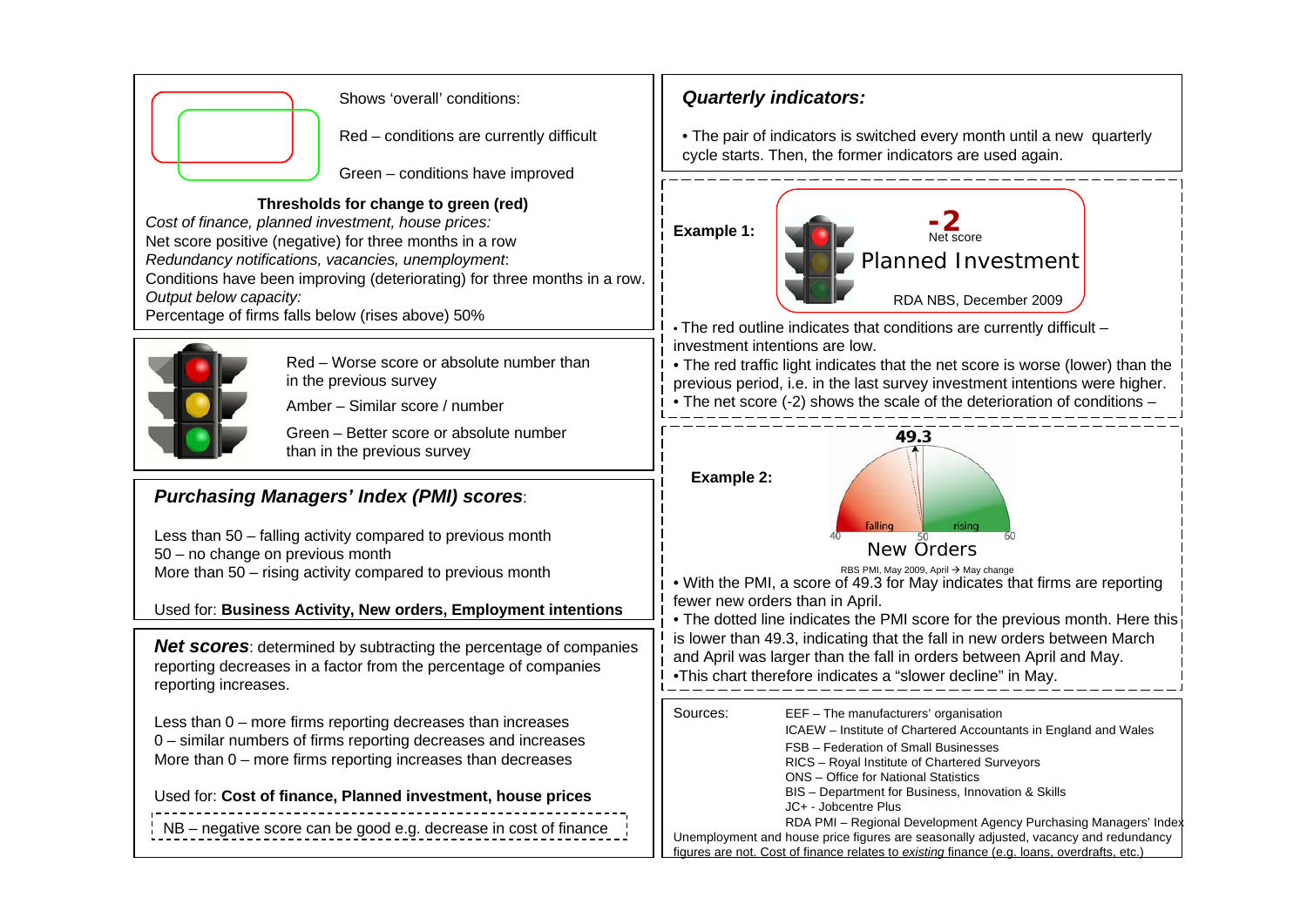Shows 'overall' conditions:

Red – conditions are currently difficult

Green – conditions have improved

**Thresholds for change to green (red)**

*Cost of finance, planned investment, house prices:*
Net score positive (negative) for three months in a row
*Redundancy notifications, vacancies, unemployment*:
Conditions have been improving (deteriorating) for three months in a row.
*Output below capacity:*
Percentage of firms falls below (rises above) 50%

Red – Worse score or absolute number than in the previous survey

Amber – Similar score / number

Green – Better score or absolute number than in the previous survey

## *Purchasing Managers' Index (PMI) scores*:

Less than 50 – falling activity compared to previous month
50 – no change on previous month
More than 50 – rising activity compared to previous month

Used for: **Business Activity, New orders, Employment intentions**

***Net scores***: determined by subtracting the percentage of companies reporting decreases in a factor from the percentage of companies reporting increases.

Less than 0 – more firms reporting decreases than increases
0 – similar numbers of firms reporting decreases and increases
More than 0 – more firms reporting increases than decreases

Used for: **Cost of finance, Planned investment, house prices**

NB – negative score can be good e.g. decrease in cost of finance

## *Quarterly indicators:*

- The pair of indicators is switched every month until a new quarterly cycle starts. Then, the former indicators are used again.

**Example 1:**

-2
Net score
Planned Investment
RDA NBS, December 2009

- The red outline indicates that conditions are currently difficult – investment intentions are low.
- The red traffic light indicates that the net score is worse (lower) than the previous period, i.e. in the last survey investment intentions were higher.
- The net score (-2) shows the scale of the deterioration of conditions –

**Example 2:**

49.3
falling rising
40 50 60
New Orders
RBS PMI, May 2009, April → May change

- With the PMI, a score of 49.3 for May indicates that firms are reporting fewer new orders than in April.
- The dotted line indicates the PMI score for the previous month. Here this is lower than 49.3, indicating that the fall in new orders between March and April was larger than the fall in orders between April and May.
- This chart therefore indicates a "slower decline" in May.

Sources:
EEF – The manufacturers' organisation
ICAEW – Institute of Chartered Accountants in England and Wales
FSB – Federation of Small Businesses
RICS – Royal Institute of Chartered Surveyors
ONS – Office for National Statistics
BIS – Department for Business, Innovation & Skills
JC+ - Jobcentre Plus
RDA PMI – Regional Development Agency Purchasing Managers' Index

Unemployment and house price figures are seasonally adjusted, vacancy and redundancy figures are not. Cost of finance relates to *existing* finance (e.g. loans, overdrafts, etc.)